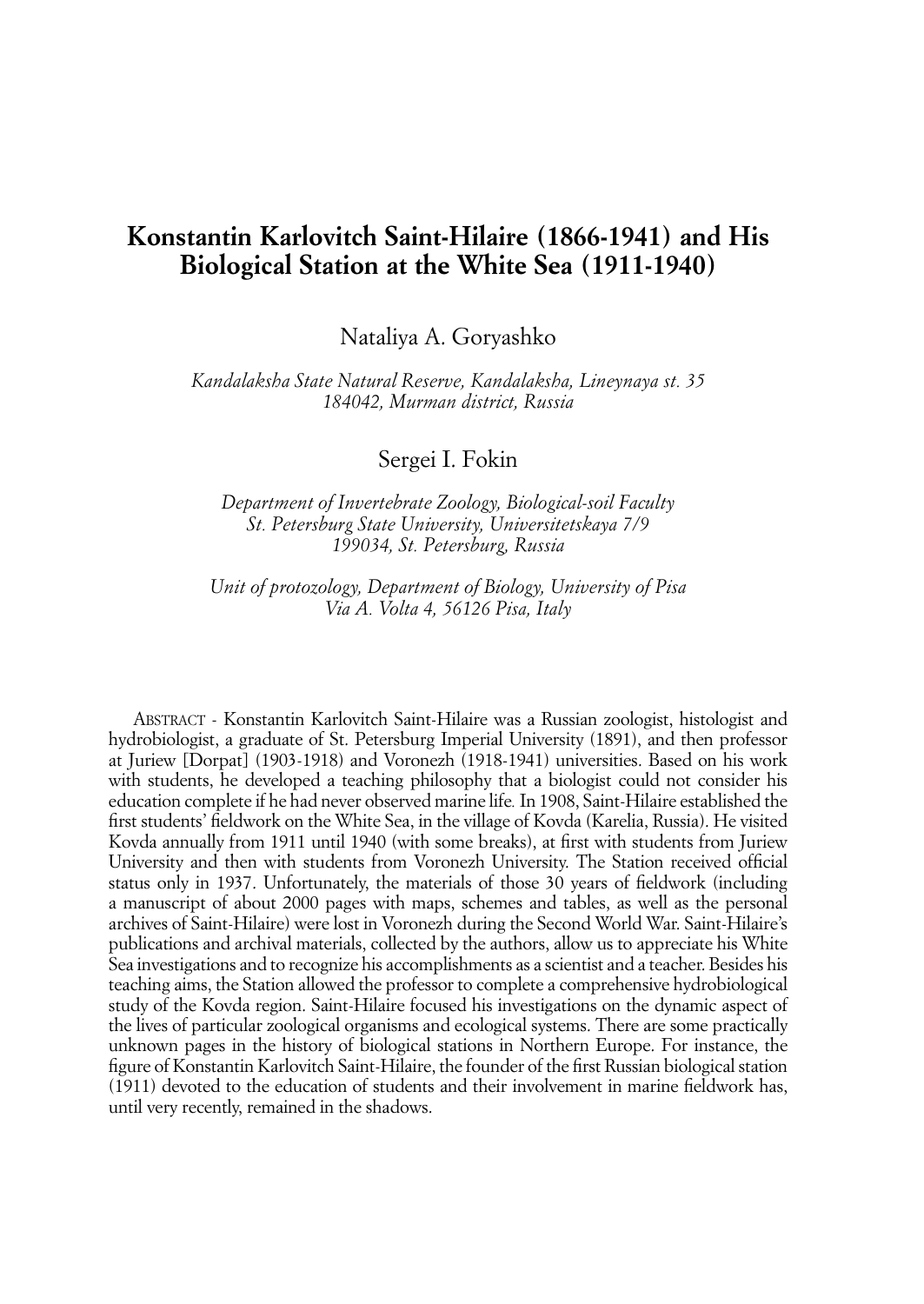# Konstantin Karlovitch Saint-Hilaire (1866-1941) and His Biological Station at the White Sea (1911-1940)

Nataliya A. Goryashko

*Kandalaksha State Natural Reserve, Kandalaksha, Lineynaya st. 35*
*184042, Murman district, Russia*

Sergei I. Fokin

*Department of Invertebrate Zoology, Biological-soil Faculty*
*St. Petersburg State University, Universitetskaya 7/9*
*199034, St. Petersburg, Russia*

*Unit of protozology, Department of Biology, University of Pisa*
*Via A. Volta 4, 56126 Pisa, Italy*

Abstract - Konstantin Karlovitch Saint-Hilaire was a Russian zoologist, histologist and hydrobiologist, a graduate of St. Petersburg Imperial University (1891), and then professor at Juriew [Dorpat] (1903-1918) and Voronezh (1918-1941) universities. Based on his work with students, he developed a teaching philosophy that a biologist could not consider his education complete if he had never observed marine life. In 1908, Saint-Hilaire established the first students' fieldwork on the White Sea, in the village of Kovda (Karelia, Russia). He visited Kovda annually from 1911 until 1940 (with some breaks), at first with students from Juriew University and then with students from Voronezh University. The Station received official status only in 1937. Unfortunately, the materials of those 30 years of fieldwork (including a manuscript of about 2000 pages with maps, schemes and tables, as well as the personal archives of Saint-Hilaire) were lost in Voronezh during the Second World War. Saint-Hilaire's publications and archival materials, collected by the authors, allow us to appreciate his White Sea investigations and to recognize his accomplishments as a scientist and a teacher. Besides his teaching aims, the Station allowed the professor to complete a comprehensive hydrobiological study of the Kovda region. Saint-Hilaire focused his investigations on the dynamic aspect of the lives of particular zoological organisms and ecological systems. There are some practically unknown pages in the history of biological stations in Northern Europe. For instance, the figure of Konstantin Karlovitch Saint-Hilaire, the founder of the first Russian biological station (1911) devoted to the education of students and their involvement in marine fieldwork has, until very recently, remained in the shadows.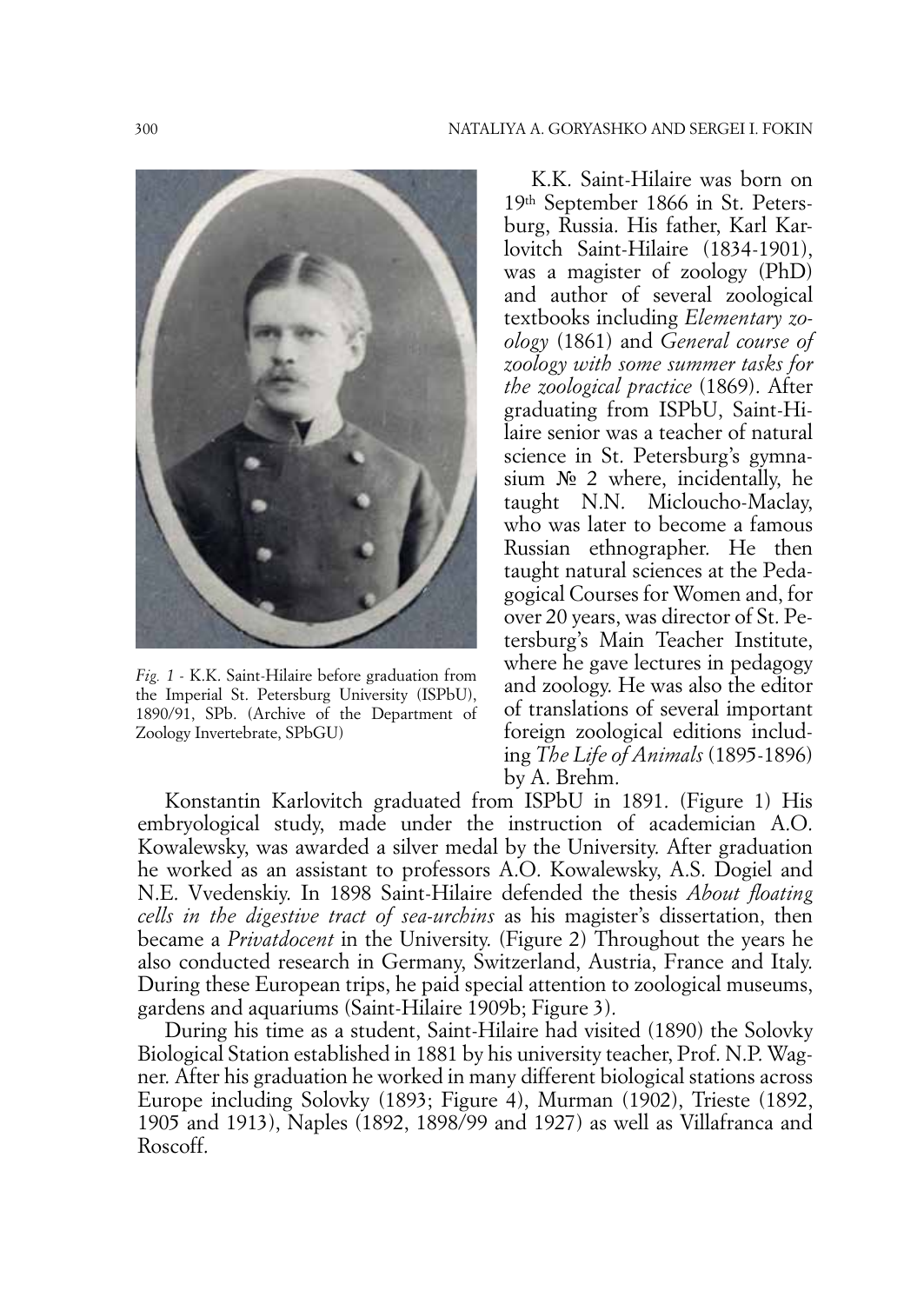*Fig. 1* - K.K. Saint-Hilaire before graduation from the Imperial St. Petersburg University (ISPbU), 1890/91, SPb. (Archive of the Department of Zoology Invertebrate, SPbGU)

K.K. Saint-Hilaire was born on 19th September 1866 in St. Petersburg, Russia. His father, Karl Karlovitch Saint-Hilaire (1834-1901), was a magister of zoology (PhD) and author of several zoological textbooks including *Elementary zoology* (1861) and *General course of zoology with some summer tasks for the zoological practice* (1869). After graduating from ISPbU, Saint-Hilaire senior was a teacher of natural science in St. Petersburg's gymnasium № 2 where, incidentally, he taught N.N. Micloucho-Maclay, who was later to become a famous Russian ethnographer. He then taught natural sciences at the Pedagogical Courses for Women and, for over 20 years, was director of St. Petersburg's Main Teacher Institute, where he gave lectures in pedagogy and zoology. He was also the editor of translations of several important foreign zoological editions including *The Life of Animals* (1895-1896) by A. Brehm.

Konstantin Karlovitch graduated from ISPbU in 1891. (Figure 1) His embryological study, made under the instruction of academician A.O. Kowalewsky, was awarded a silver medal by the University. After graduation he worked as an assistant to professors A.O. Kowalewsky, A.S. Dogiel and N.E. Vvedenskiy. In 1898 Saint-Hilaire defended the thesis *About floating cells in the digestive tract of sea-urchins* as his magister's dissertation, then became a *Privatdocent* in the University. (Figure 2) Throughout the years he also conducted research in Germany, Switzerland, Austria, France and Italy. During these European trips, he paid special attention to zoological museums, gardens and aquariums (Saint-Hilaire 1909b; Figure 3).

During his time as a student, Saint-Hilaire had visited (1890) the Solovky Biological Station established in 1881 by his university teacher, Prof. N.P. Wagner. After his graduation he worked in many different biological stations across Europe including Solovky (1893; Figure 4), Murman (1902), Trieste (1892, 1905 and 1913), Naples (1892, 1898/99 and 1927) as well as Villafranca and Roscoff.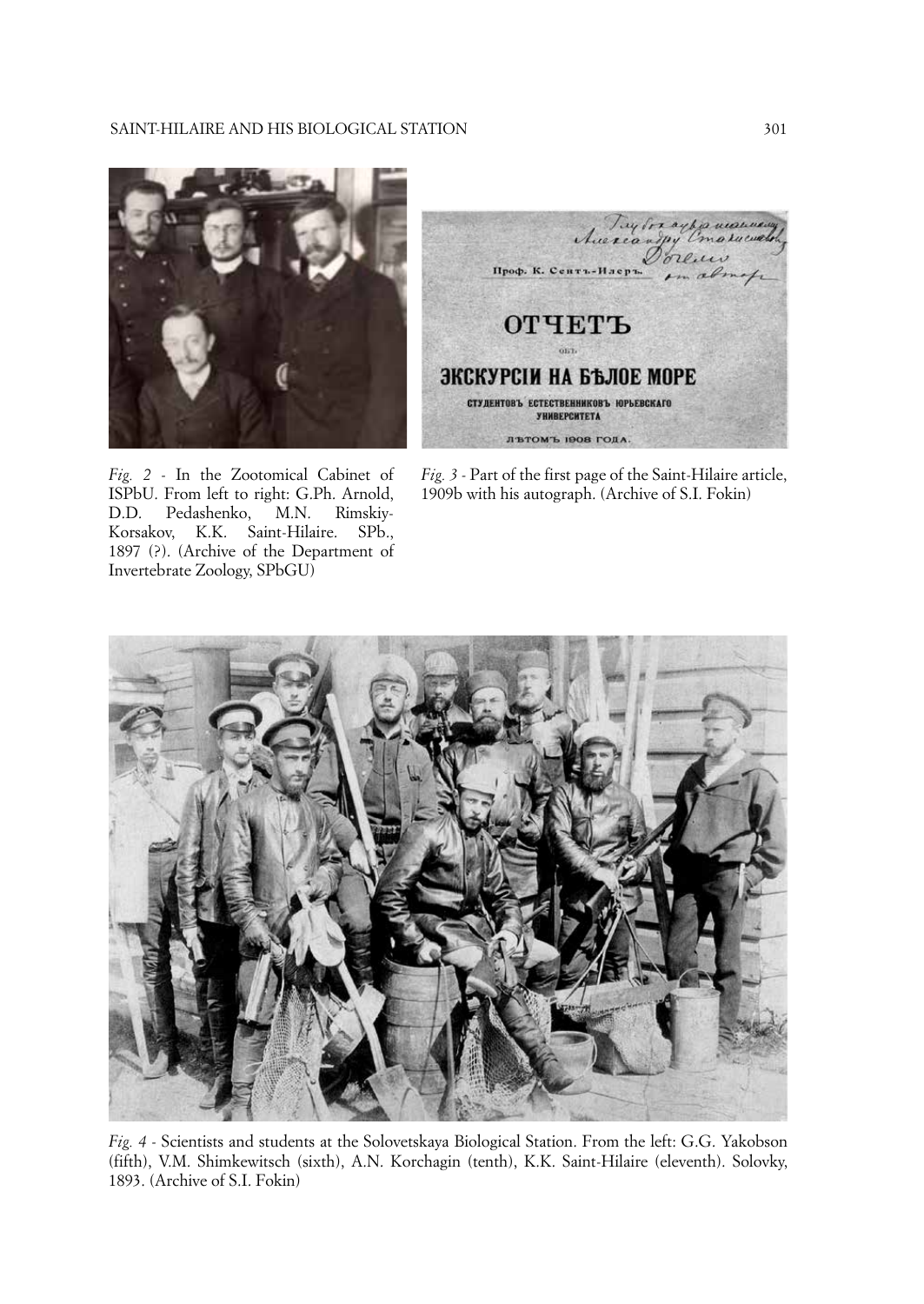*Fig. 2* - In the Zootomical Cabinet of ISPbU. From left to right: G.Ph. Arnold, D.D. Pedashenko, M.N. Rimskiy-Korsakov, K.K. Saint-Hilaire. SPb., 1897 (?). (Archive of the Department of Invertebrate Zoology, SPbGU)

*Fig. 3* - Part of the first page of the Saint-Hilaire article, 1909b with his autograph. (Archive of S.I. Fokin)

*Fig. 4* - Scientists and students at the Solovetskaya Biological Station. From the left: G.G. Yakobson (fifth), V.M. Shimkewitsch (sixth), A.N. Korchagin (tenth), K.K. Saint-Hilaire (eleventh). Solovky, 1893. (Archive of S.I. Fokin)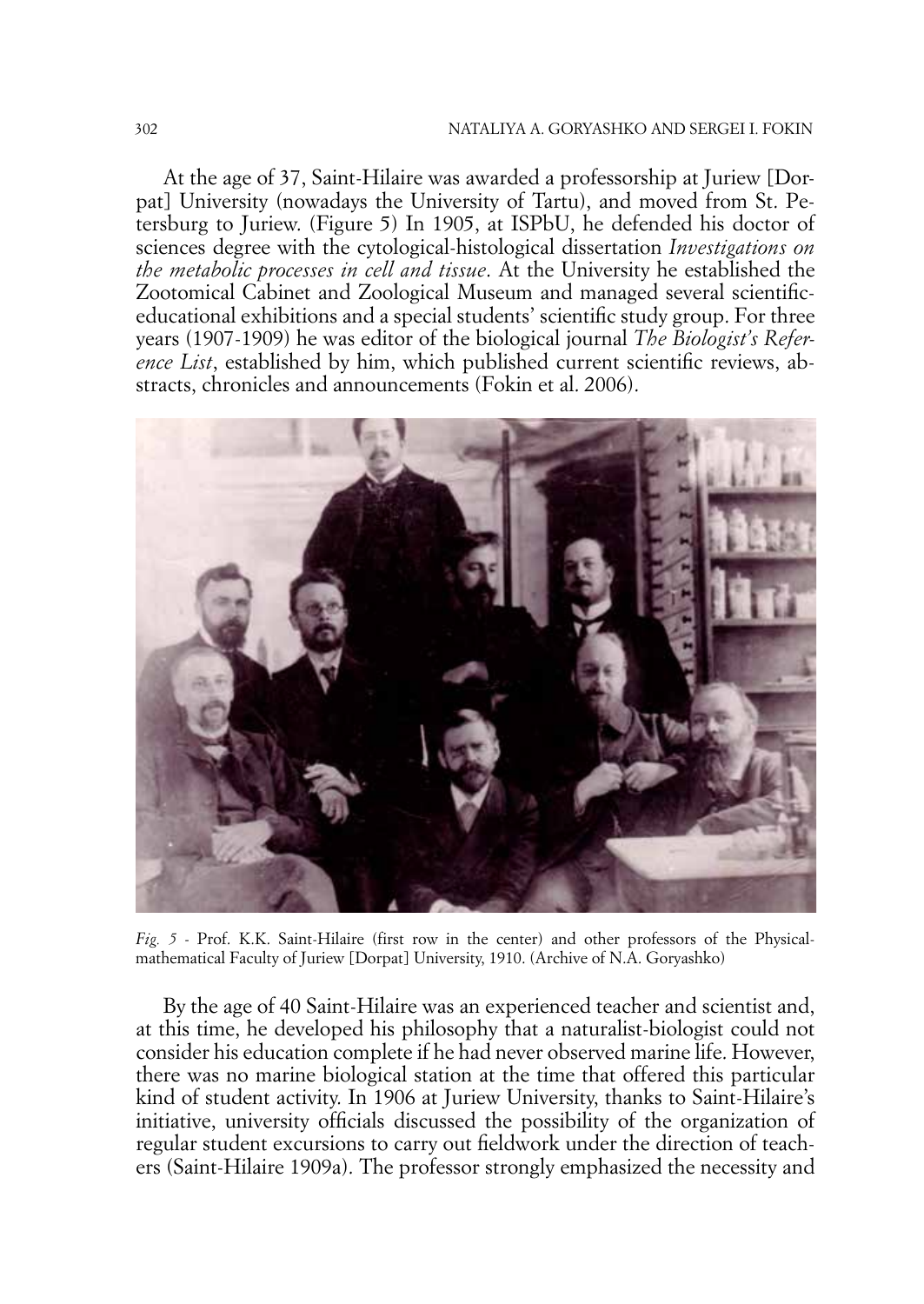At the age of 37, Saint-Hilaire was awarded a professorship at Juriew [Dorpat] University (nowadays the University of Tartu), and moved from St. Petersburg to Juriew. (Figure 5) In 1905, at ISPbU, he defended his doctor of sciences degree with the cytological-histological dissertation *Investigations on the metabolic processes in cell and tissue*. At the University he established the Zootomical Cabinet and Zoological Museum and managed several scientific-educational exhibitions and a special students' scientific study group. For three years (1907-1909) he was editor of the biological journal *The Biologist's Reference List*, established by him, which published current scientific reviews, abstracts, chronicles and announcements (Fokin et al. 2006).

*Fig. 5* - Prof. K.K. Saint-Hilaire (first row in the center) and other professors of the Physical-mathematical Faculty of Juriew [Dorpat] University, 1910. (Archive of N.A. Goryashko)

By the age of 40 Saint-Hilaire was an experienced teacher and scientist and, at this time, he developed his philosophy that a naturalist-biologist could not consider his education complete if he had never observed marine life. However, there was no marine biological station at the time that offered this particular kind of student activity. In 1906 at Juriew University, thanks to Saint-Hilaire's initiative, university officials discussed the possibility of the organization of regular student excursions to carry out fieldwork under the direction of teachers (Saint-Hilaire 1909a). The professor strongly emphasized the necessity and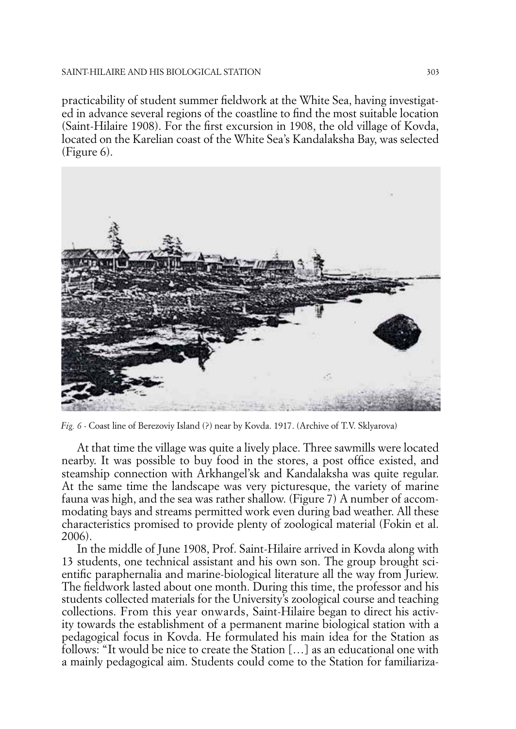practicability of student summer fieldwork at the White Sea, having investigated in advance several regions of the coastline to find the most suitable location (Saint-Hilaire 1908). For the first excursion in 1908, the old village of Kovda, located on the Karelian coast of the White Sea's Kandalaksha Bay, was selected (Figure 6).

*Fig. 6* - Coast line of Berezoviy Island (?) near by Kovda. 1917. (Archive of T.V. Sklyarova)

At that time the village was quite a lively place. Three sawmills were located nearby. It was possible to buy food in the stores, a post office existed, and steamship connection with Arkhangel'sk and Kandalaksha was quite regular. At the same time the landscape was very picturesque, the variety of marine fauna was high, and the sea was rather shallow. (Figure 7) A number of accommodating bays and streams permitted work even during bad weather. All these characteristics promised to provide plenty of zoological material (Fokin et al. 2006).

In the middle of June 1908, Prof. Saint-Hilaire arrived in Kovda along with 13 students, one technical assistant and his own son. The group brought scientific paraphernalia and marine-biological literature all the way from Juriew. The fieldwork lasted about one month. During this time, the professor and his students collected materials for the University's zoological course and teaching collections. From this year onwards, Saint-Hilaire began to direct his activity towards the establishment of a permanent marine biological station with a pedagogical focus in Kovda. He formulated his main idea for the Station as follows: "It would be nice to create the Station […] as an educational one with a mainly pedagogical aim. Students could come to the Station for familiariza-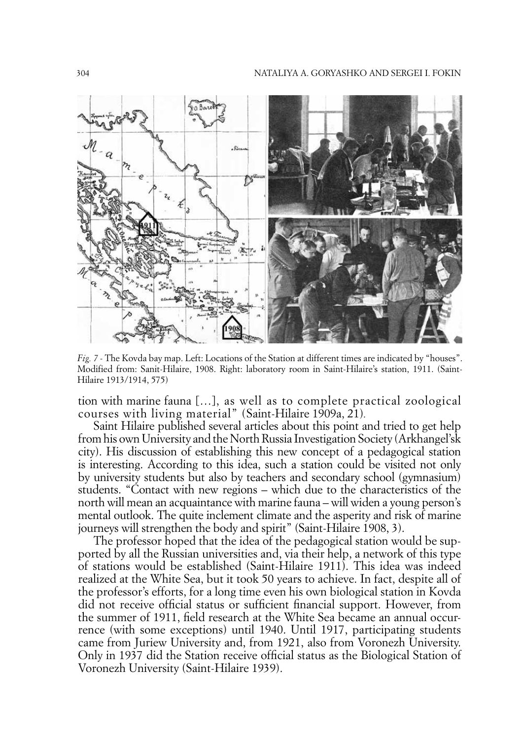*Fig. 7* - The Kovda bay map. Left: Locations of the Station at different times are indicated by "houses". Modified from: Sanit-Hilaire, 1908. Right: laboratory room in Saint-Hilaire's station, 1911. (Saint-Hilaire 1913/1914, 575)

tion with marine fauna […], as well as to complete practical zoological courses with living material" (Saint-Hilaire 1909a, 21).

Saint Hilaire published several articles about this point and tried to get help from his own University and the North Russia Investigation Society (Arkhangel'sk city). His discussion of establishing this new concept of a pedagogical station is interesting. According to this idea, such a station could be visited not only by university students but also by teachers and secondary school (gymnasium) students. "Contact with new regions – which due to the characteristics of the north will mean an acquaintance with marine fauna – will widen a young person's mental outlook. The quite inclement climate and the asperity and risk of marine journeys will strengthen the body and spirit" (Saint-Hilaire 1908, 3).

The professor hoped that the idea of the pedagogical station would be supported by all the Russian universities and, via their help, a network of this type of stations would be established (Saint-Hilaire 1911). This idea was indeed realized at the White Sea, but it took 50 years to achieve. In fact, despite all of the professor's efforts, for a long time even his own biological station in Kovda did not receive official status or sufficient financial support. However, from the summer of 1911, field research at the White Sea became an annual occurrence (with some exceptions) until 1940. Until 1917, participating students came from Juriew University and, from 1921, also from Voronezh University. Only in 1937 did the Station receive official status as the Biological Station of Voronezh University (Saint-Hilaire 1939).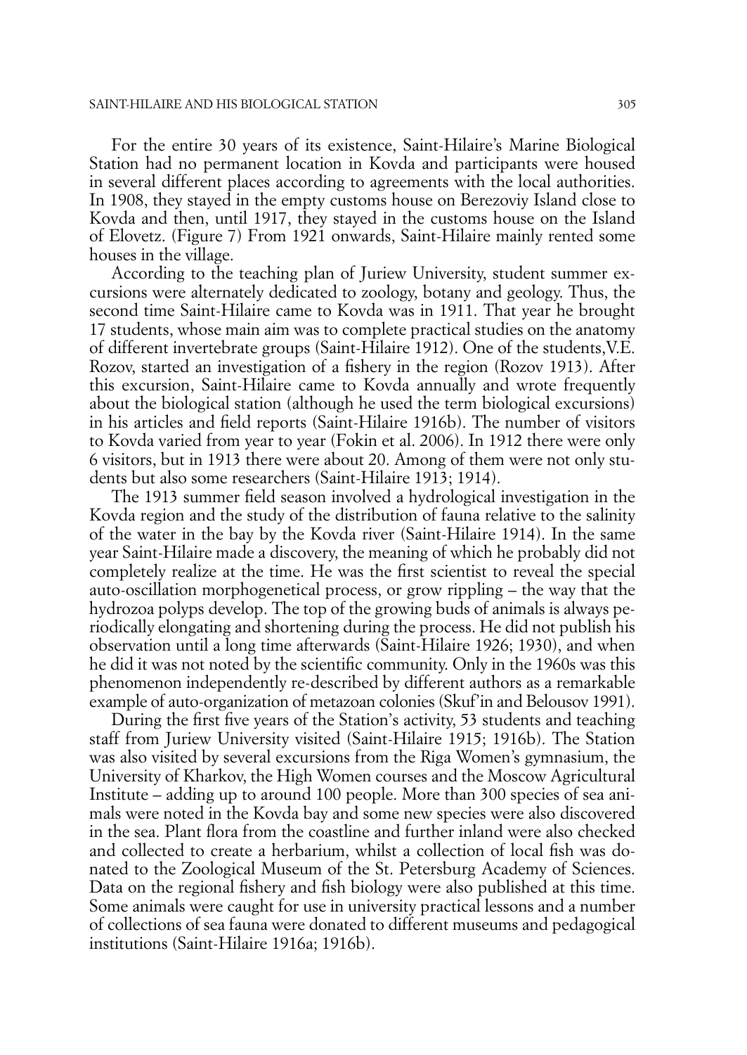For the entire 30 years of its existence, Saint-Hilaire's Marine Biological Station had no permanent location in Kovda and participants were housed in several different places according to agreements with the local authorities. In 1908, they stayed in the empty customs house on Berezoviy Island close to Kovda and then, until 1917, they stayed in the customs house on the Island of Elovetz. (Figure 7) From 1921 onwards, Saint-Hilaire mainly rented some houses in the village.

According to the teaching plan of Juriew University, student summer excursions were alternately dedicated to zoology, botany and geology. Thus, the second time Saint-Hilaire came to Kovda was in 1911. That year he brought 17 students, whose main aim was to complete practical studies on the anatomy of different invertebrate groups (Saint-Hilaire 1912). One of the students, V.E. Rozov, started an investigation of a fishery in the region (Rozov 1913). After this excursion, Saint-Hilaire came to Kovda annually and wrote frequently about the biological station (although he used the term biological excursions) in his articles and field reports (Saint-Hilaire 1916b). The number of visitors to Kovda varied from year to year (Fokin et al. 2006). In 1912 there were only 6 visitors, but in 1913 there were about 20. Among of them were not only students but also some researchers (Saint-Hilaire 1913; 1914).

The 1913 summer field season involved a hydrological investigation in the Kovda region and the study of the distribution of fauna relative to the salinity of the water in the bay by the Kovda river (Saint-Hilaire 1914). In the same year Saint-Hilaire made a discovery, the meaning of which he probably did not completely realize at the time. He was the first scientist to reveal the special auto-oscillation morphogenetical process, or grow rippling – the way that the hydrozoa polyps develop. The top of the growing buds of animals is always periodically elongating and shortening during the process. He did not publish his observation until a long time afterwards (Saint-Hilaire 1926; 1930), and when he did it was not noted by the scientific community. Only in the 1960s was this phenomenon independently re-described by different authors as a remarkable example of auto-organization of metazoan colonies (Skuf'in and Belousov 1991).

During the first five years of the Station's activity, 53 students and teaching staff from Juriew University visited (Saint-Hilaire 1915; 1916b). The Station was also visited by several excursions from the Riga Women's gymnasium, the University of Kharkov, the High Women courses and the Moscow Agricultural Institute – adding up to around 100 people. More than 300 species of sea animals were noted in the Kovda bay and some new species were also discovered in the sea. Plant flora from the coastline and further inland were also checked and collected to create a herbarium, whilst a collection of local fish was donated to the Zoological Museum of the St. Petersburg Academy of Sciences. Data on the regional fishery and fish biology were also published at this time. Some animals were caught for use in university practical lessons and a number of collections of sea fauna were donated to different museums and pedagogical institutions (Saint-Hilaire 1916a; 1916b).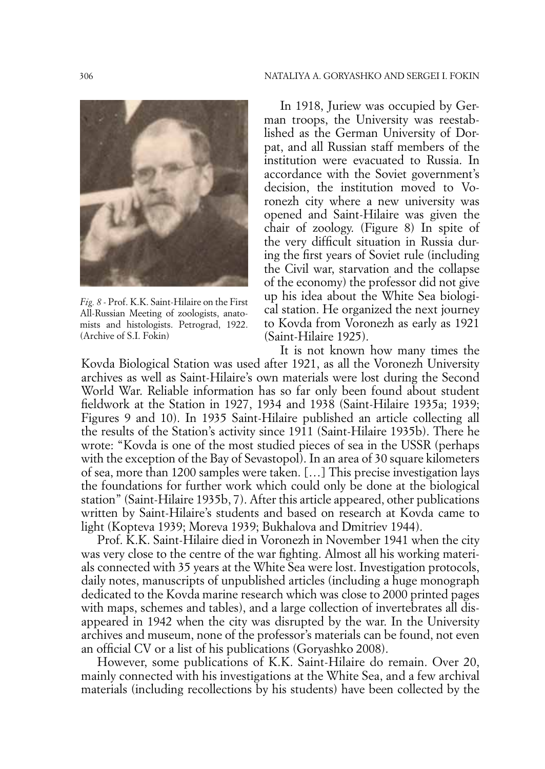*Fig. 8* - Prof. K.K. Saint-Hilaire on the First All-Russian Meeting of zoologists, anatomists and histologists. Petrograd, 1922. (Archive of S.I. Fokin)

In 1918, Juriew was occupied by German troops, the University was reestablished as the German University of Dorpat, and all Russian staff members of the institution were evacuated to Russia. In accordance with the Soviet government's decision, the institution moved to Voronezh city where a new university was opened and Saint-Hilaire was given the chair of zoology. (Figure 8) In spite of the very difficult situation in Russia during the first years of Soviet rule (including the Civil war, starvation and the collapse of the economy) the professor did not give up his idea about the White Sea biological station. He organized the next journey to Kovda from Voronezh as early as 1921 (Saint-Hilaire 1925).

It is not known how many times the Kovda Biological Station was used after 1921, as all the Voronezh University archives as well as Saint-Hilaire's own materials were lost during the Second World War. Reliable information has so far only been found about student fieldwork at the Station in 1927, 1934 and 1938 (Saint-Hilaire 1935a; 1939; Figures 9 and 10). In 1935 Saint-Hilaire published an article collecting all the results of the Station's activity since 1911 (Saint-Hilaire 1935b). There he wrote: "Kovda is one of the most studied pieces of sea in the USSR (perhaps with the exception of the Bay of Sevastopol). In an area of 30 square kilometers of sea, more than 1200 samples were taken. […] This precise investigation lays the foundations for further work which could only be done at the biological station" (Saint-Hilaire 1935b, 7). After this article appeared, other publications written by Saint-Hilaire's students and based on research at Kovda came to light (Kopteva 1939; Moreva 1939; Bukhalova and Dmitriev 1944).

Prof. K.K. Saint-Hilaire died in Voronezh in November 1941 when the city was very close to the centre of the war fighting. Almost all his working materials connected with 35 years at the White Sea were lost. Investigation protocols, daily notes, manuscripts of unpublished articles (including a huge monograph dedicated to the Kovda marine research which was close to 2000 printed pages with maps, schemes and tables), and a large collection of invertebrates all disappeared in 1942 when the city was disrupted by the war. In the University archives and museum, none of the professor's materials can be found, not even an official CV or a list of his publications (Goryashko 2008).

However, some publications of K.K. Saint-Hilaire do remain. Over 20, mainly connected with his investigations at the White Sea, and a few archival materials (including recollections by his students) have been collected by the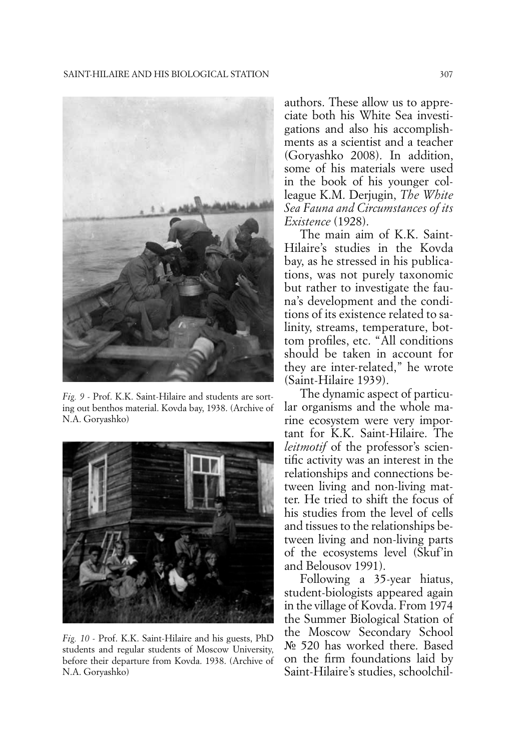*Fig. 9* - Prof. K.K. Saint-Hilaire and students are sorting out benthos material. Kovda bay, 1938. (Archive of N.A. Goryashko)

*Fig. 10* - Prof. K.K. Saint-Hilaire and his guests, PhD students and regular students of Moscow University, before their departure from Kovda. 1938. (Archive of N.A. Goryashko)

authors. These allow us to appreciate both his White Sea investigations and also his accomplishments as a scientist and a teacher (Goryashko 2008). In addition, some of his materials were used in the book of his younger colleague K.M. Derjugin, *The White Sea Fauna and Circumstances of its Existence* (1928).

The main aim of K.K. Saint-Hilaire's studies in the Kovda bay, as he stressed in his publications, was not purely taxonomic but rather to investigate the fauna's development and the conditions of its existence related to salinity, streams, temperature, bottom profiles, etc. "All conditions should be taken in account for they are inter-related," he wrote (Saint-Hilaire 1939).

The dynamic aspect of particular organisms and the whole marine ecosystem were very important for K.K. Saint-Hilaire. The *leitmotif* of the professor's scientific activity was an interest in the relationships and connections between living and non-living matter. He tried to shift the focus of his studies from the level of cells and tissues to the relationships between living and non-living parts of the ecosystems level (Skuf'in and Belousov 1991).

Following a 35-year hiatus, student-biologists appeared again in the village of Kovda. From 1974 the Summer Biological Station of the Moscow Secondary School № 520 has worked there. Based on the firm foundations laid by Saint-Hilaire's studies, schoolchil-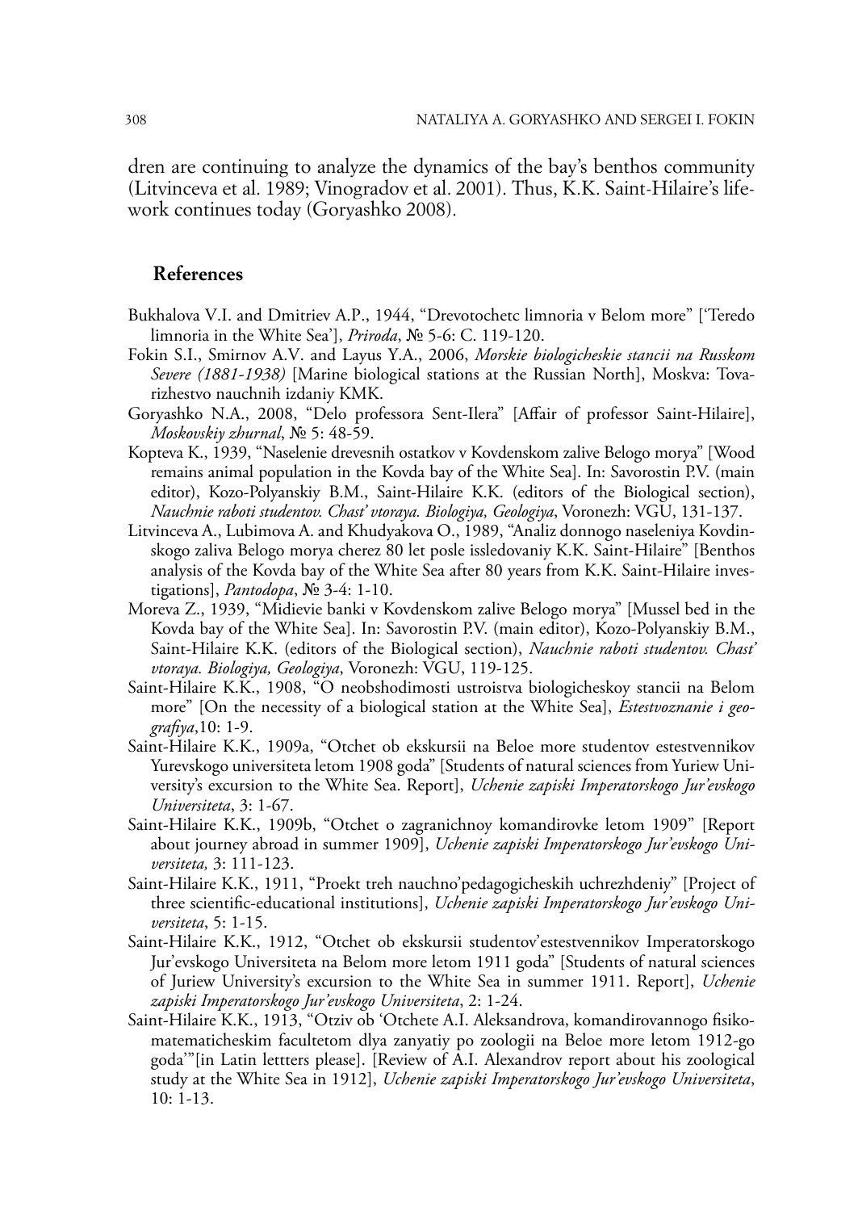dren are continuing to analyze the dynamics of the bay's benthos community (Litvinceva et al. 1989; Vinogradov et al. 2001). Thus, K.K. Saint-Hilaire's lifework continues today (Goryashko 2008).

## References

Bukhalova V.I. and Dmitriev A.P., 1944, "Drevotochetc limnoria v Belom more" ['Teredo limnoria in the White Sea'], *Priroda*, № 5-6: C. 119-120.

Fokin S.I., Smirnov A.V. and Layus Y.A., 2006, *Morskie biologicheskie stancii na Russkom Severe (1881-1938)* [Marine biological stations at the Russian North], Moskva: Tovarizhestvo nauchnih izdaniy KMK.

Goryashko N.A., 2008, "Delo professora Sent-Ilera" [Affair of professor Saint-Hilaire], *Moskovskiy zhurnal*, № 5: 48-59.

Kopteva K., 1939, "Naselenie drevesnih ostatkov v Kovdenskom zalive Belogo morya" [Wood remains animal population in the Kovda bay of the White Sea]. In: Savorostin P.V. (main editor), Kozo-Polyanskiy B.M., Saint-Hilaire K.K. (editors of the Biological section), *Nauchnie raboti studentov. Chast' vtoraya. Biologiya, Geologiya*, Voronezh: VGU, 131-137.

Litvinceva A., Lubimova A. and Khudyakova O., 1989, "Analiz donnogo naseleniya Kovdinskogo zaliva Belogo morya cherez 80 let posle issledovaniy K.K. Saint-Hilaire" [Benthos analysis of the Kovda bay of the White Sea after 80 years from K.K. Saint-Hilaire investigations], *Pantodopa*, № 3-4: 1-10.

Moreva Z., 1939, "Midievie banki v Kovdenskom zalive Belogo morya" [Mussel bed in the Kovda bay of the White Sea]. In: Savorostin P.V. (main editor), Kozo-Polyanskiy B.M., Saint-Hilaire K.K. (editors of the Biological section), *Nauchnie raboti studentov. Chast' vtoraya. Biologiya, Geologiya*, Voronezh: VGU, 119-125.

Saint-Hilaire K.K., 1908, "O neobshodimosti ustroistva biologicheskoy stancii na Belom more" [On the necessity of a biological station at the White Sea], *Estestvoznanie i geografiya*,10: 1-9.

Saint-Hilaire K.K., 1909a, "Otchet ob ekskursii na Beloe more studentov estestvennikov Yurevskogo universiteta letom 1908 goda" [Students of natural sciences from Yuriew University's excursion to the White Sea. Report], *Uchenie zapiski Imperatorskogo Jur'evskogo Universiteta*, 3: 1-67.

Saint-Hilaire K.K., 1909b, "Otchet o zagranichnoy komandirovke letom 1909" [Report about journey abroad in summer 1909], *Uchenie zapiski Imperatorskogo Jur'evskogo Universiteta,* 3: 111-123.

Saint-Hilaire K.K., 1911, "Proekt treh nauchno'pedagogicheskih uchrezhdeniy" [Project of three scientific-educational institutions], *Uchenie zapiski Imperatorskogo Jur'evskogo Universiteta*, 5: 1-15.

Saint-Hilaire K.K., 1912, "Otchet ob ekskursii studentov'estestvennikov Imperatorskogo Jur'evskogo Universiteta na Belom more letom 1911 goda" [Students of natural sciences of Juriew University's excursion to the White Sea in summer 1911. Report], *Uchenie zapiski Imperatorskogo Jur'evskogo Universiteta*, 2: 1-24.

Saint-Hilaire K.K., 1913, "Otziv ob 'Otchete A.I. Aleksandrova, komandirovannogo fisikomatematicheskim facultetom dlya zanyatiy po zoologii na Beloe more letom 1912-go goda'"[in Latin lettters please]. [Review of A.I. Alexandrov report about his zoological study at the White Sea in 1912], *Uchenie zapiski Imperatorskogo Jur'evskogo Universiteta*, 10: 1-13.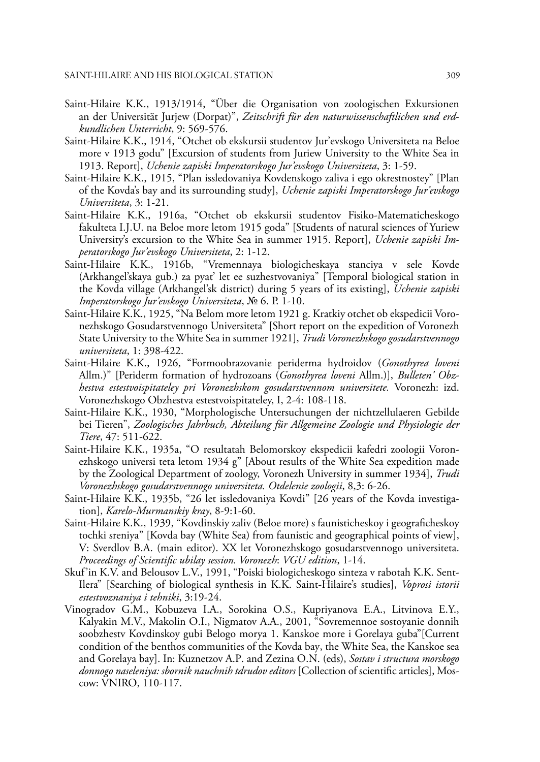Saint-Hilaire K.K., 1913/1914, "Über die Organisation von zoologischen Exkursionen an der Universität Jurjew (Dorpat)", *Zeitschrift für den naturwissenschaftlichen und erdkundlichen Unterricht*, 9: 569-576.

Saint-Hilaire K.K., 1914, "Otchet ob ekskursii studentov Jur'evskogo Universiteta na Beloe more v 1913 godu" [Excursion of students from Juriew University to the White Sea in 1913. Report], *Uchenie zapiski Imperatorskogo Jur'evskogo Universiteta*, 3: 1-59.

Saint-Hilaire K.K., 1915, "Plan issledovaniya Kovdenskogo zaliva i ego okrestnostey" [Plan of the Kovda's bay and its surrounding study], *Uchenie zapiski Imperatorskogo Jur'evskogo Universiteta*, 3: 1-21.

Saint-Hilaire K.K., 1916a, "Otchet ob ekskursii studentov Fisiko-Matematicheskogo fakulteta I.J.U. na Beloe more letom 1915 goda" [Students of natural sciences of Yuriew University's excursion to the White Sea in summer 1915. Report], *Uchenie zapiski Imperatorskogo Jur'evskogo Universiteta*, 2: 1-12.

Saint-Hilaire K.K., 1916b, "Vremennaya biologicheskaya stanciya v sele Kovde (Arkhangel'skaya gub.) za pyat' let ee suzhestvovaniya" [Temporal biological station in the Kovda village (Arkhangel'sk district) during 5 years of its existing], *Uchenie zapiski Imperatorskogo Jur'evskogo Universiteta*, № 6. P. 1-10.

Saint-Hilaire K.K., 1925, "Na Belom more letom 1921 g. Kratkiy otchet ob ekspedicii Voronezhskogo Gosudarstvennogo Universiteta" [Short report on the expedition of Voronezh State University to the White Sea in summer 1921], *Trudi Voronezhskogo gosudarstvennogo universiteta*, 1: 398-422.

Saint-Hilaire K.K., 1926, "Formoobrazovanie periderma hydroidov (*Gonothyrea loveni* Allm.)" [Periderm formation of hydrozoans (*Gonothyrea loveni* Allm.)], *Bulleten' Obzhestva estestvoispitateley pri Voronezhskom gosudarstvennom universitete.* Voronezh: izd. Voronezhskogo Obzhestva estestvoispitateley, I, 2-4: 108-118.

Saint-Hilaire K.K., 1930, "Morphologische Untersuchungen der nichtzellulaeren Gebilde bei Tieren", *Zoologisches Jahrbuch, Abteilung für Allgemeine Zoologie und Physiologie der Tiere*, 47: 511-622.

Saint-Hilaire K.K., 1935a, "O resultatah Belomorskoy ekspedicii kafedri zoologii Voronezhskogo universi teta letom 1934 g" [About results of the White Sea expedition made by the Zoological Department of zoology, Voronezh University in summer 1934], *Trudi Voronezhskogo gosudarstvennogo universiteta. Otdelenie zoologii*, 8,3: 6-26.

Saint-Hilaire K.K., 1935b, "26 let issledovaniya Kovdi" [26 years of the Kovda investigation], *Karelo-Murmanskiy kray*, 8-9:1-60.

Saint-Hilaire K.K., 1939, "Kovdinskiy zaliv (Beloe more) s faunisticheskoy i geograficheskoy tochki sreniya" [Kovda bay (White Sea) from faunistic and geographical points of view], V: Sverdlov B.A. (main editor). XX let Voronezhskogo gosudarstvennogo universiteta. *Proceedings of Scientific ubilay session. Voronezh*: *VGU edition*, 1-14.

Skuf'in K.V. and Belousov L.V., 1991, "Poiski biologicheskogo sinteza v rabotah K.K. Sent-Ilera" [Searching of biological synthesis in K.K. Saint-Hilaire's studies], *Voprosi istorii estestvoznaniya i tehniki*, 3:19-24.

Vinogradov G.M., Kobuzeva I.A., Sorokina O.S., Kupriyanova E.A., Litvinova E.Y., Kalyakin M.V., Makolin O.I., Nigmatov A.A., 2001, "Sovremennoe sostoyanie donnih soobzhestv Kovdinskoy gubi Belogo morya 1. Kanskoe more i Gorelaya guba"[Current condition of the benthos communities of the Kovda bay, the White Sea, the Kanskoe sea and Gorelaya bay]. In: Kuznetzov A.P. and Zezina O.N. (eds), *Sostav i structura morskogo donnogo naseleniya: sbornik nauchnih tdrudov editors* [Collection of scientific articles], Moscow: VNIRO, 110-117.